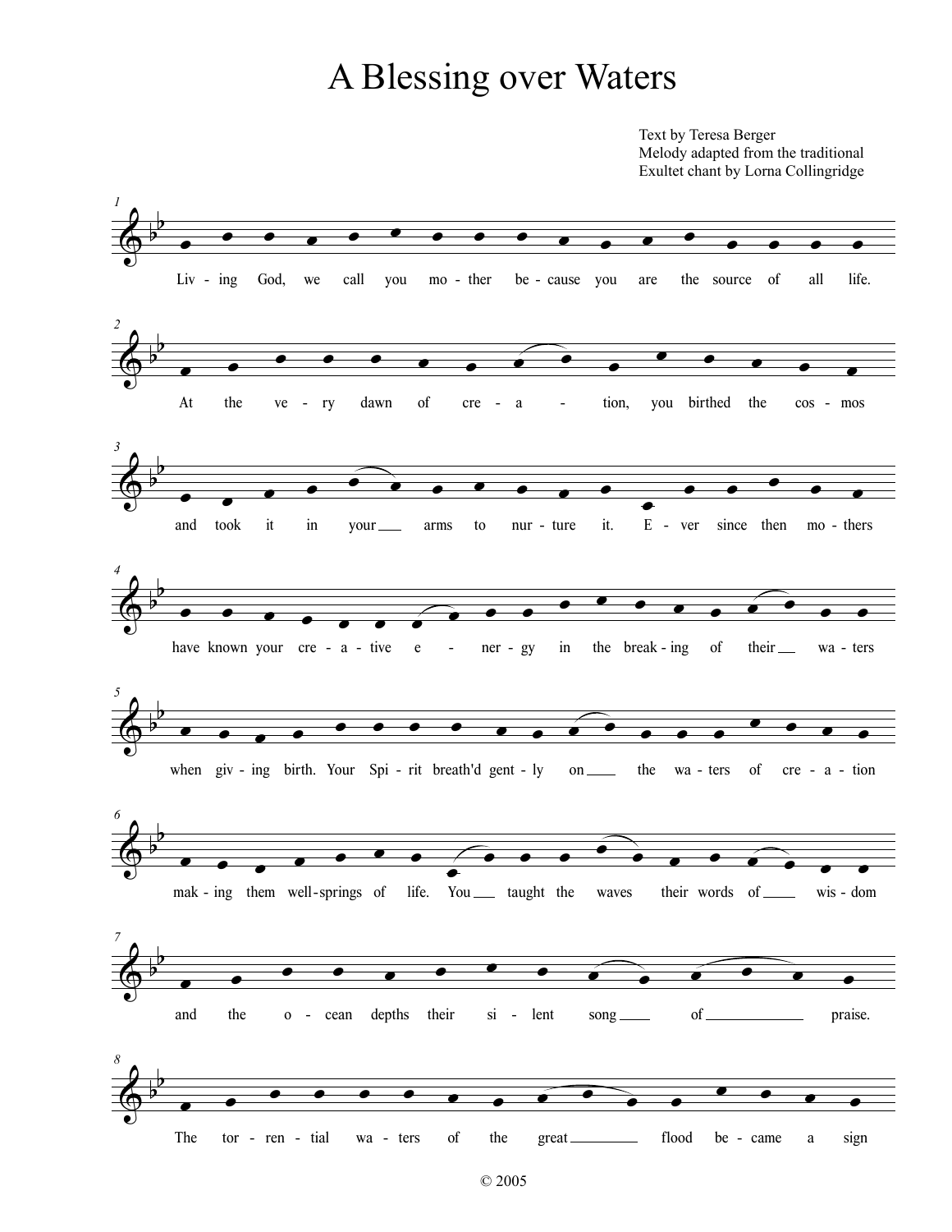# A Blessing over Waters

Text by Teresa Berger
Melody adapted from the traditional
Exultet chant by Lorna Collingridge

1 Liv - ing God, we call you mo - ther be - cause you are the source of all life.

2 At the ve - ry dawn of cre - a - tion, you birthed the cos - mos

3 and took it in your arms to nur - ture it. E - ver since then mo - thers

4 have known your cre - a - tive e - ner - gy in the break - ing of their wa - ters

5 when giv - ing birth. Your Spi - rit breath'd gent - ly on the wa - ters of cre - a - tion

6 mak - ing them well - springs of life. You taught the waves their words of wis - dom

7 and the o - cean depths their si - lent song of praise.

8 The tor - ren - tial wa - ters of the great flood be - came a sign

© 2005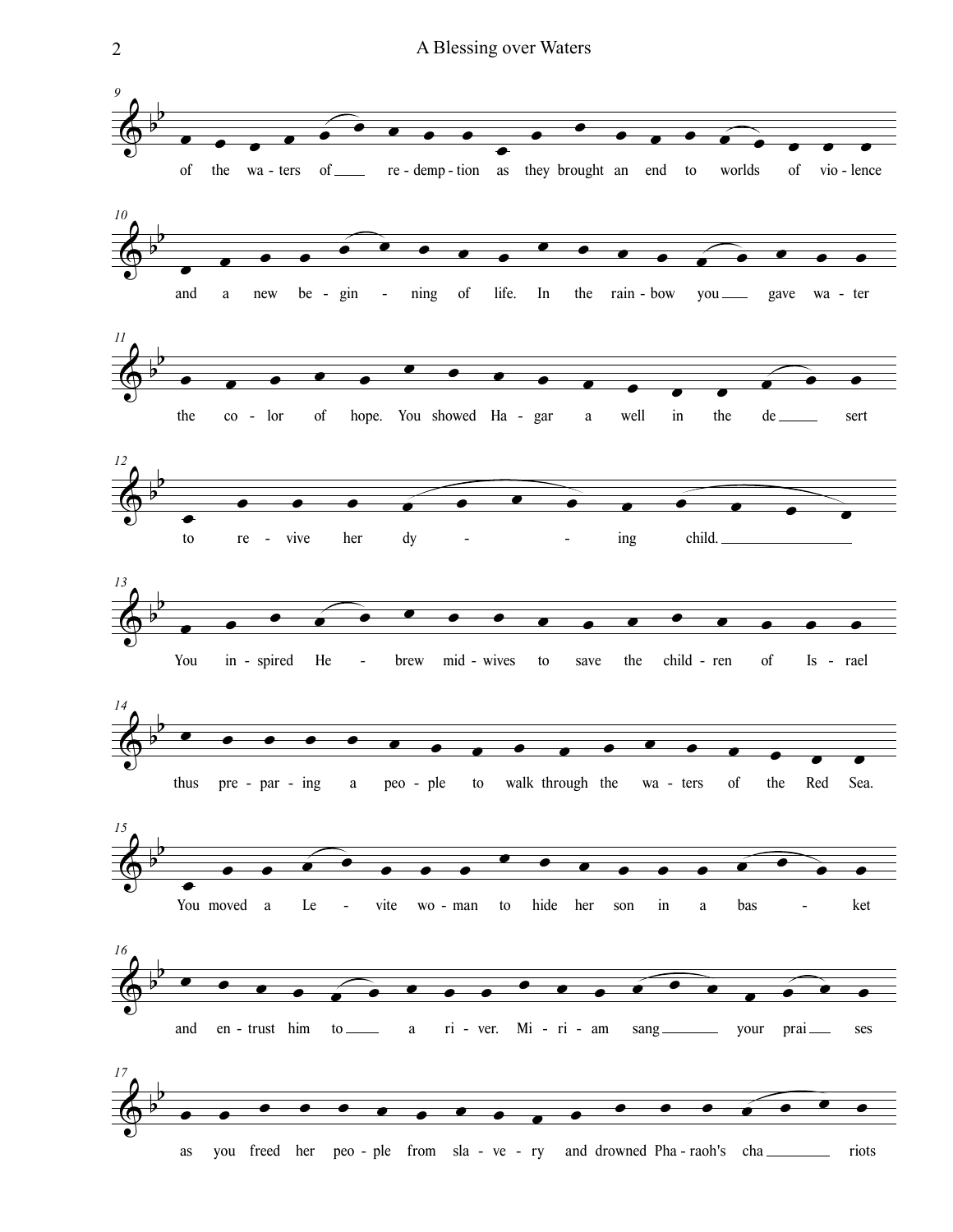of the wa - ters of ___ re - demp - tion as they brought an end to worlds of vio - lence

and a new be - gin - ning of life. In the rain - bow you ___ gave wa - ter

the co - lor of hope. You showed Ha - gar a well in the de ___ sert

to re - vive her dy - - ing child. ___

You in - spired He - brew mid - wives to save the child - ren of Is - rael

thus pre - par - ing a peo - ple to walk through the wa - ters of the Red Sea.

You moved a Le - vite wo - man to hide her son in a bas - ket

and en - trust him to ___ a ri - ver. Mi - ri - am sang ___ your prai ___ ses

as you freed her peo - ple from sla - ve - ry and drowned Pha - raoh's cha ___ riots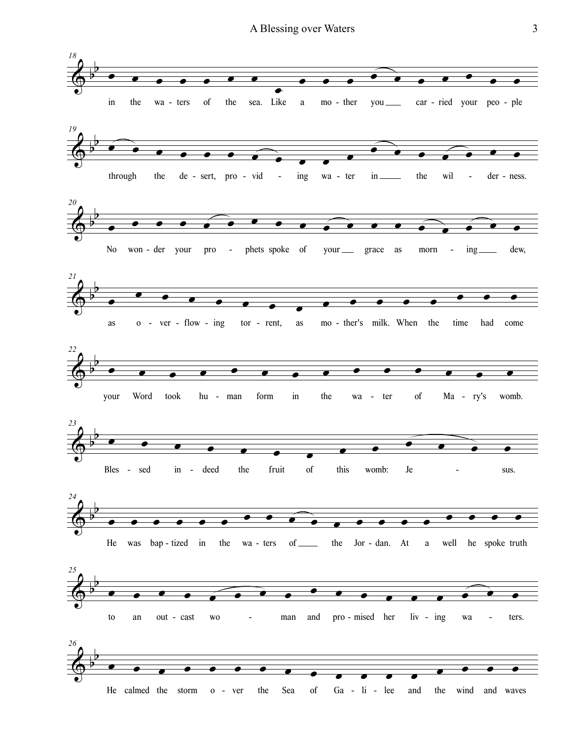18
in the wa - ters of the sea. Like a mo - ther you ___ car - ried your peo - ple

19
through the de - sert, pro - vid - ing wa - ter in ___ the wil - der - ness.

20
No won - der your pro - phets spoke of your ___ grace as morn - ing ___ dew,

21
as o - ver - flow - ing tor - rent, as mo - ther's milk. When the time had come

22
your Word took hu - man form in the wa - ter of Ma - ry's womb.

23
Bles - sed in - deed the fruit of this womb: Je - sus.

24
He was bap - tized in the wa - ters of ___ the Jor - dan. At a well he spoke truth

25
to an out - cast wo - man and pro - mised her liv - ing wa - ters.

26
He calmed the storm o - ver the Sea of Ga - li - lee and the wind and waves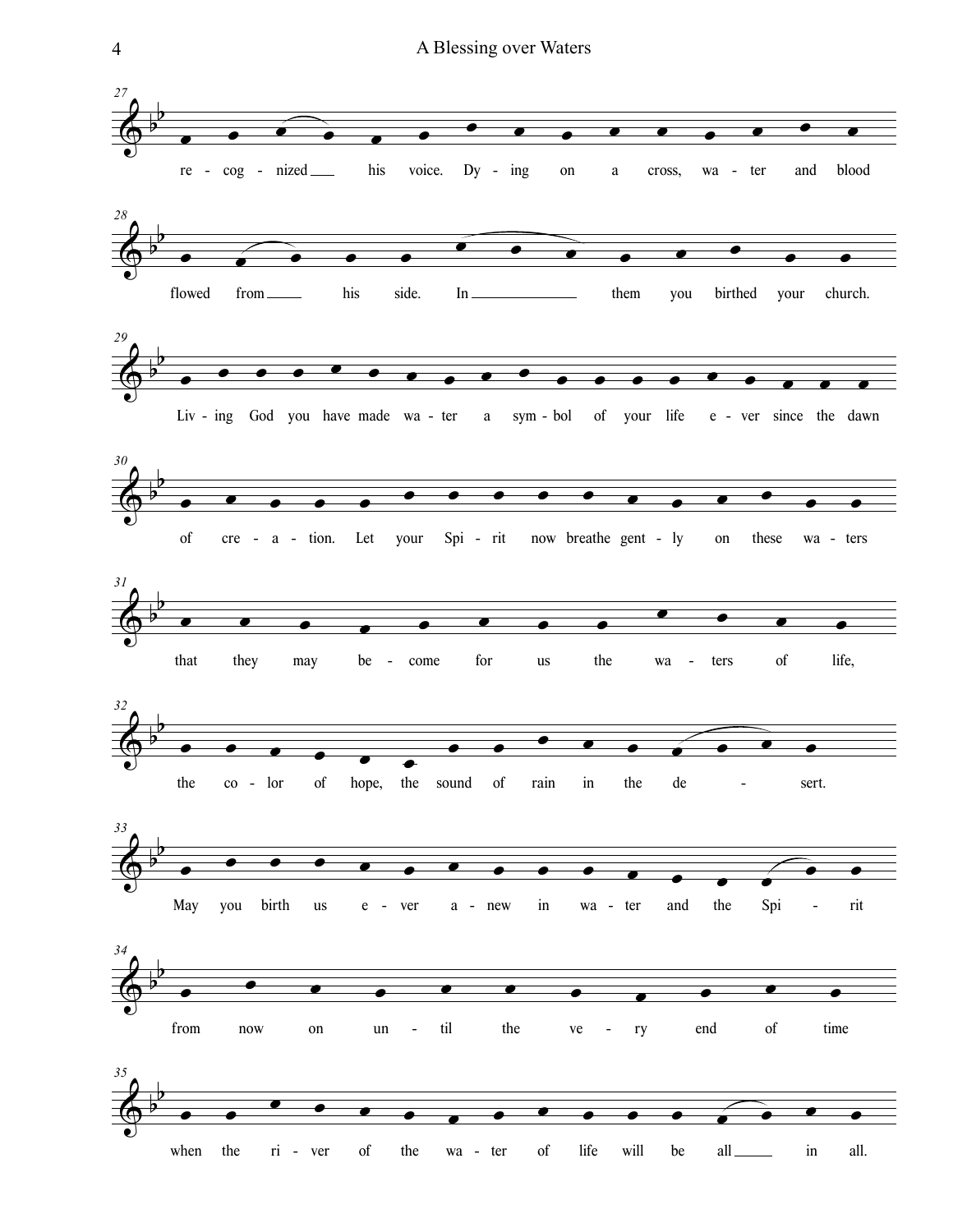27 re - cog - nized ___ his voice. Dy - ing on a cross, wa - ter and blood

28 flowed from ___ his side. In ___ them you birthed your church.

29 Liv - ing God you have made wa - ter a sym - bol of your life e - ver since the dawn

30 of cre - a - tion. Let your Spi - rit now breathe gent - ly on these wa - ters

31 that they may be - come for us the wa - ters of life,

32 the co - lor of hope, the sound of rain in the de - sert.

33 May you birth us e - ver a - new in wa - ter and the Spi - rit

34 from now on un - til the ve - ry end of time

35 when the ri - ver of the wa - ter of life will be all ___ in all.